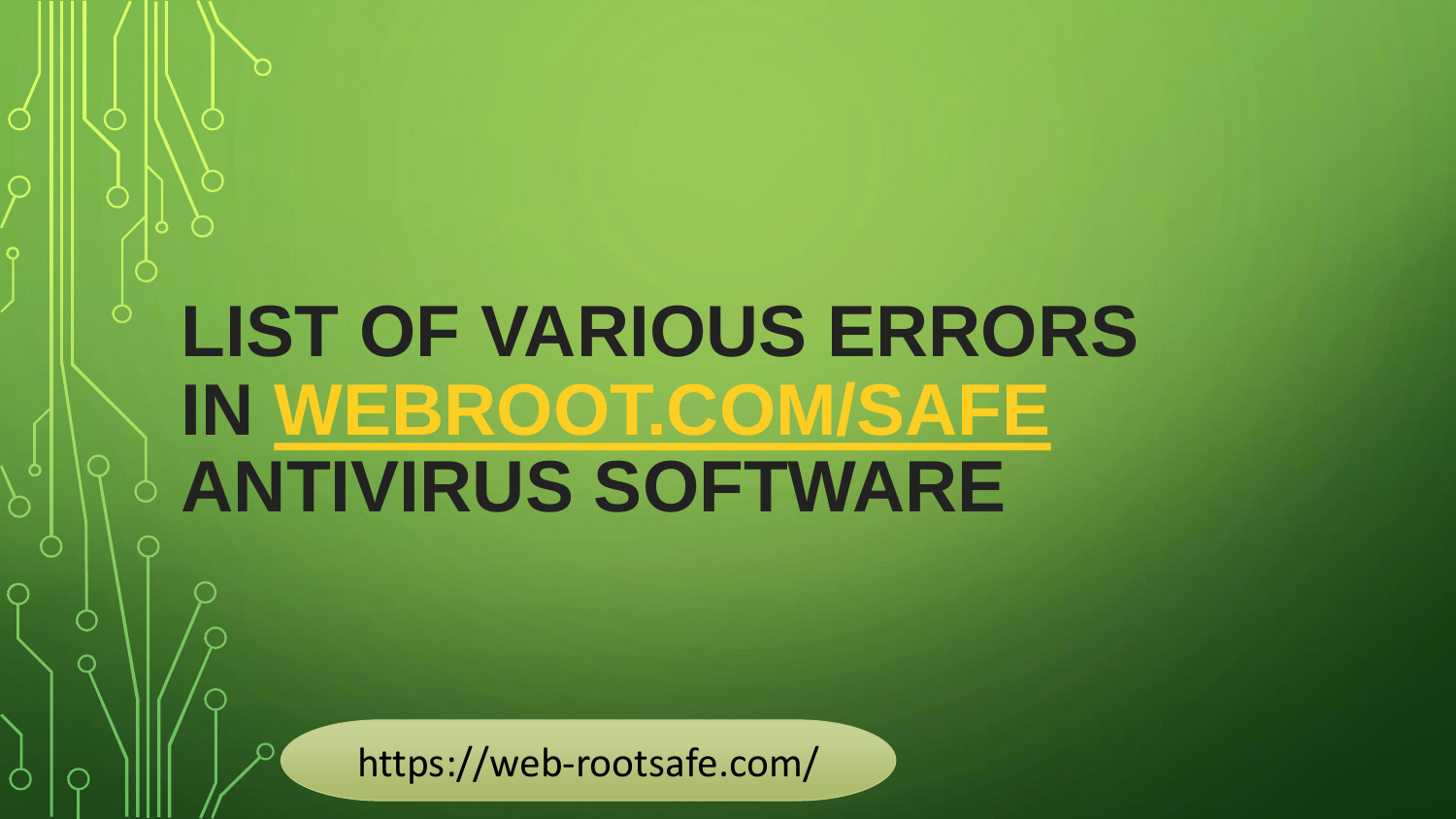# LIST OF VARIOUS ERRORS IN WEBROOT.COM/SAFE ANTIVIRUS SOFTWARE

https://web-rootsafe.com/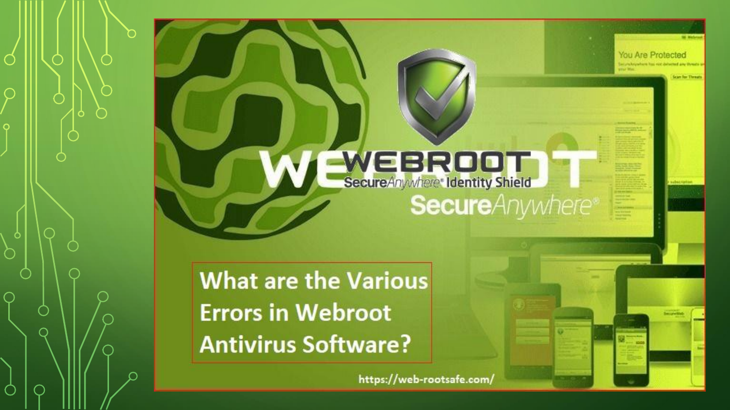WEBROOT

SecureAnywhere® Identity Shield

SecureAnywhere®

What are the Various Errors in Webroot Antivirus Software?

https://web-rootsafe.com/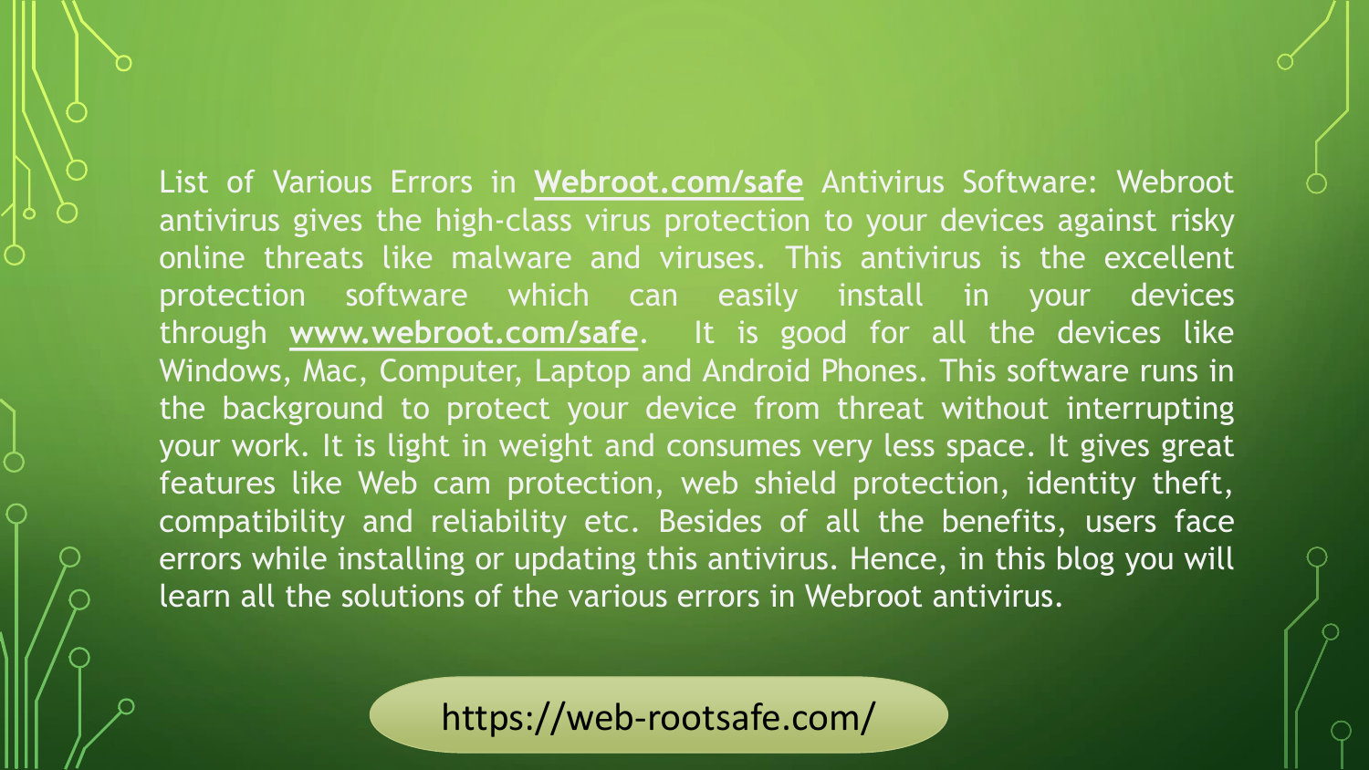List of Various Errors in **Webroot.com/safe** Antivirus Software: Webroot antivirus gives the high-class virus protection to your devices against risky online threats like malware and viruses. This antivirus is the excellent protection software which can easily install in your devices through **www.webroot.com/safe**. It is good for all the devices like Windows, Mac, Computer, Laptop and Android Phones. This software runs in the background to protect your device from threat without interrupting your work. It is light in weight and consumes very less space. It gives great features like Web cam protection, web shield protection, identity theft, compatibility and reliability etc. Besides of all the benefits, users face errors while installing or updating this antivirus. Hence, in this blog you will learn all the solutions of the various errors in Webroot antivirus.

https://web-rootsafe.com/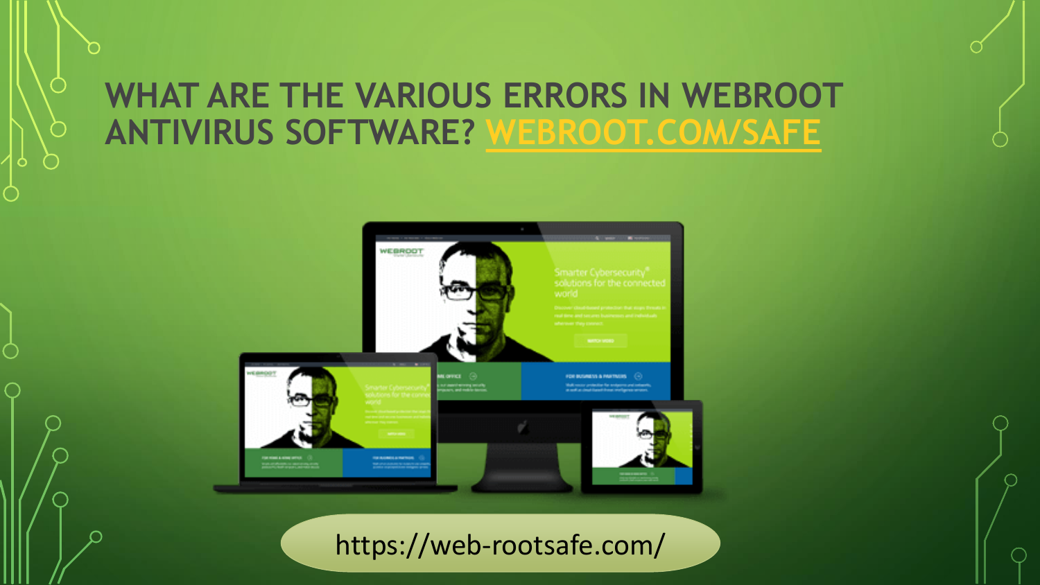# WHAT ARE THE VARIOUS ERRORS IN WEBROOT ANTIVIRUS SOFTWARE? WEBROOT.COM/SAFE

https://web-rootsafe.com/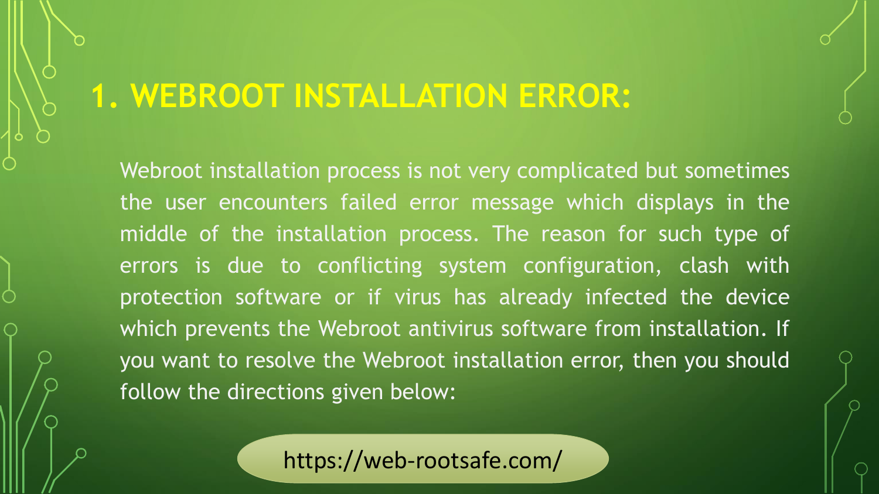# 1. WEBROOT INSTALLATION ERROR:

Webroot installation process is not very complicated but sometimes the user encounters failed error message which displays in the middle of the installation process. The reason for such type of errors is due to conflicting system configuration, clash with protection software or if virus has already infected the device which prevents the Webroot antivirus software from installation. If you want to resolve the Webroot installation error, then you should follow the directions given below:

https://web-rootsafe.com/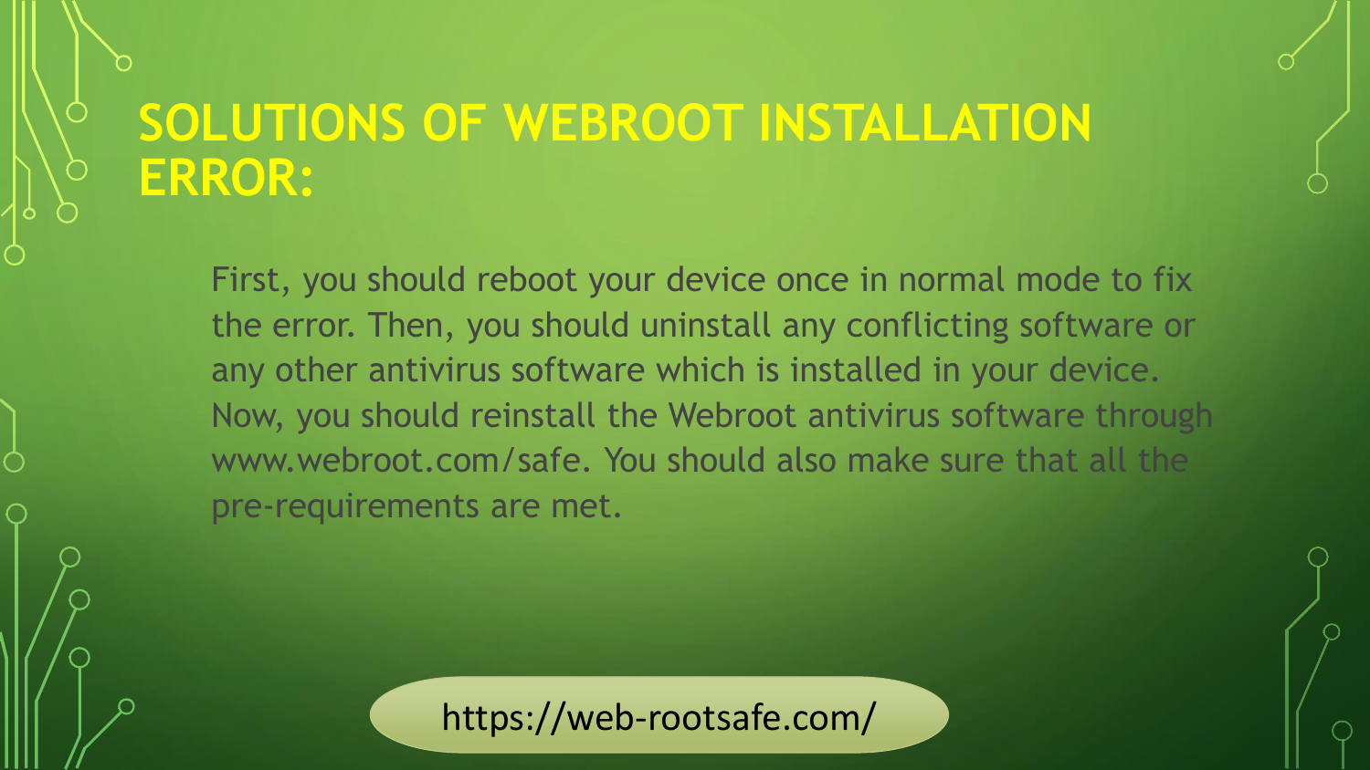# SOLUTIONS OF WEBROOT INSTALLATION ERROR:

First, you should reboot your device once in normal mode to fix the error. Then, you should uninstall any conflicting software or any other antivirus software which is installed in your device. Now, you should reinstall the Webroot antivirus software through www.webroot.com/safe. You should also make sure that all the pre-requirements are met.

https://web-rootsafe.com/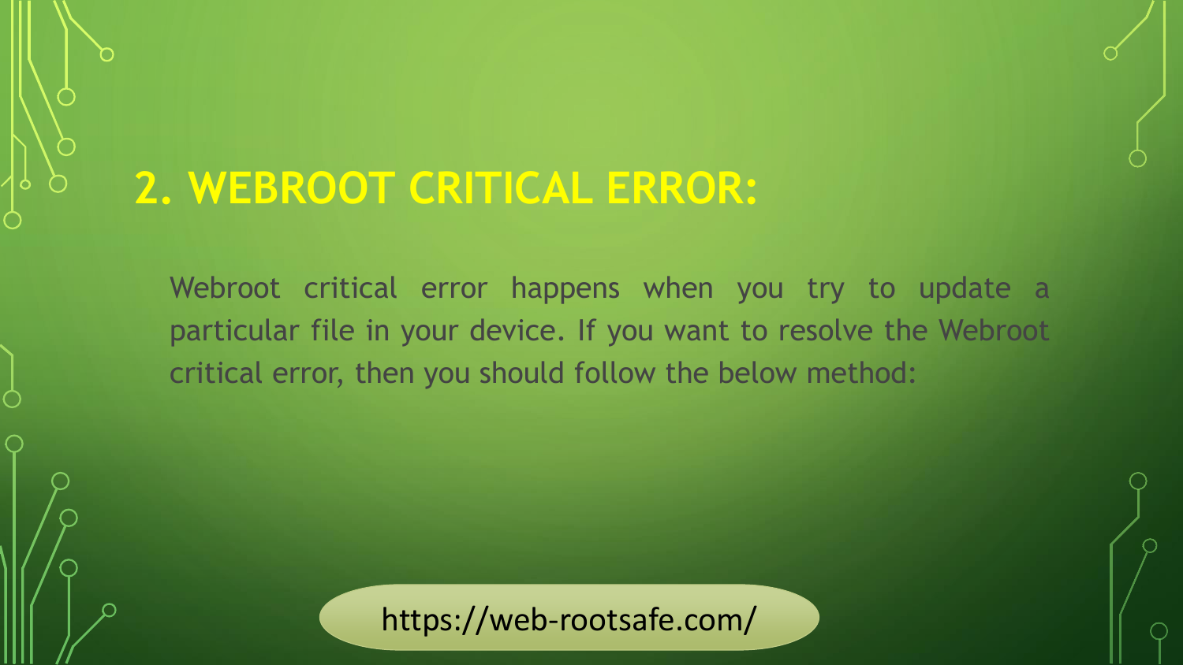## 2. WEBROOT CRITICAL ERROR:

Webroot critical error happens when you try to update a particular file in your device. If you want to resolve the Webroot critical error, then you should follow the below method:

https://web-rootsafe.com/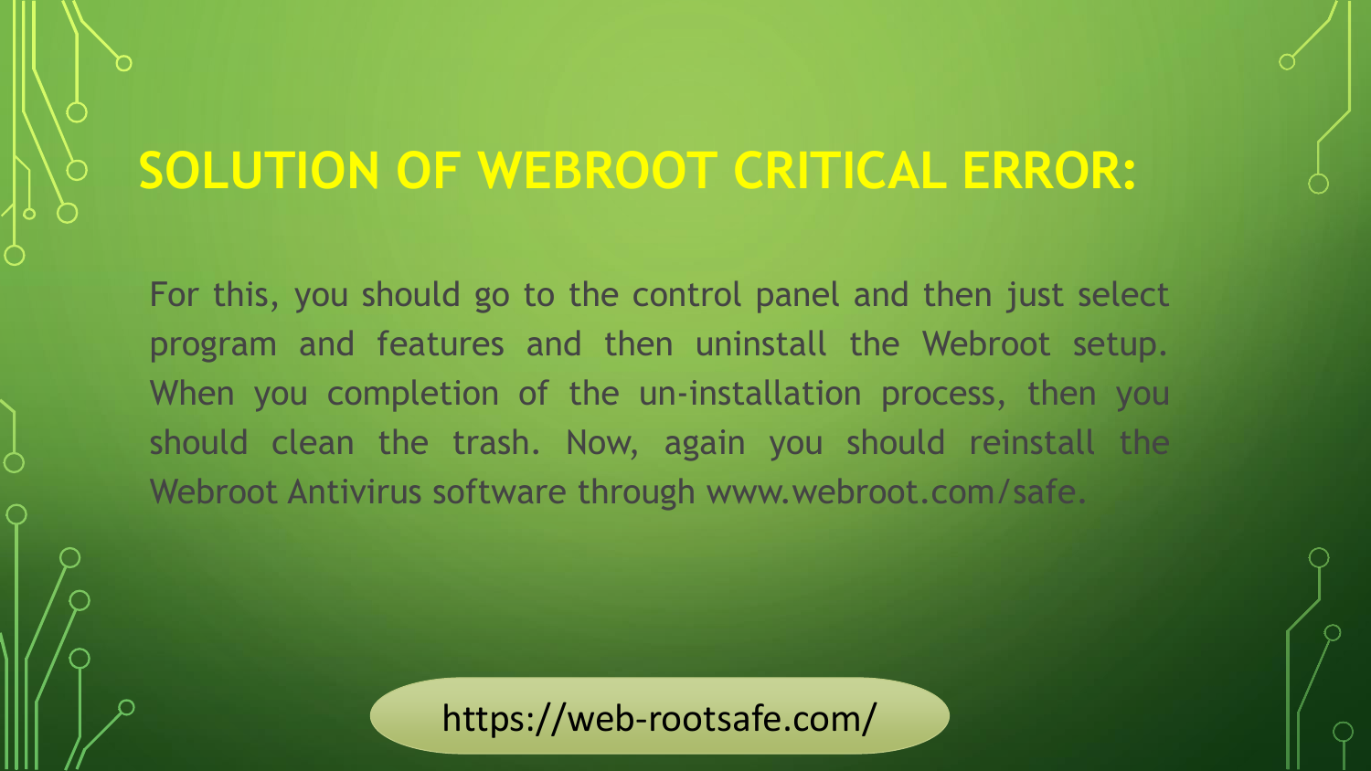# SOLUTION OF WEBROOT CRITICAL ERROR:

For this, you should go to the control panel and then just select program and features and then uninstall the Webroot setup. When you completion of the un-installation process, then you should clean the trash. Now, again you should reinstall the Webroot Antivirus software through www.webroot.com/safe.

https://web-rootsafe.com/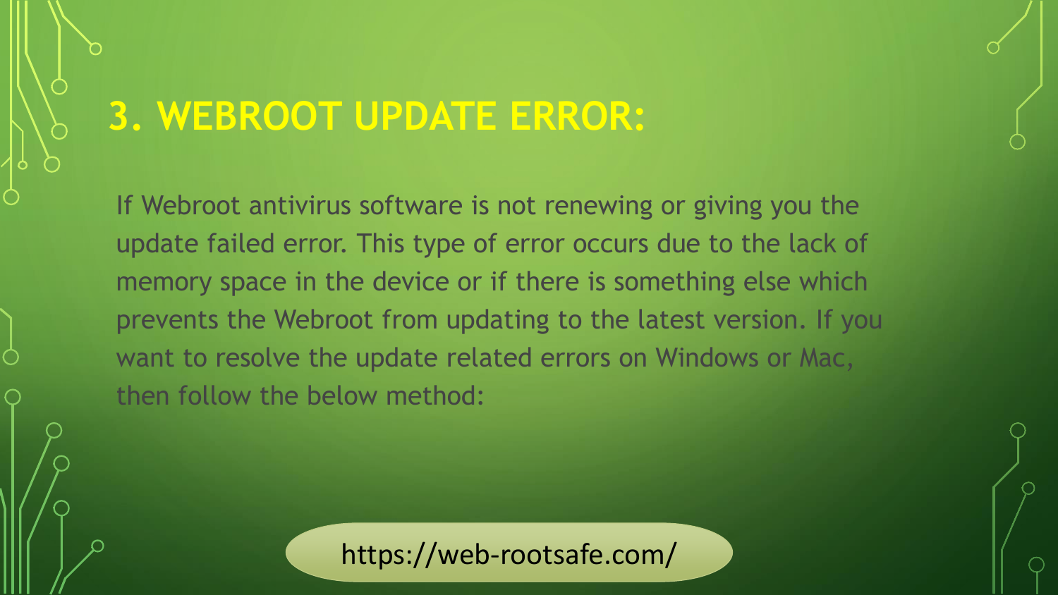# 3. WEBROOT UPDATE ERROR:

If Webroot antivirus software is not renewing or giving you the update failed error. This type of error occurs due to the lack of memory space in the device or if there is something else which prevents the Webroot from updating to the latest version. If you want to resolve the update related errors on Windows or Mac, then follow the below method:

https://web-rootsafe.com/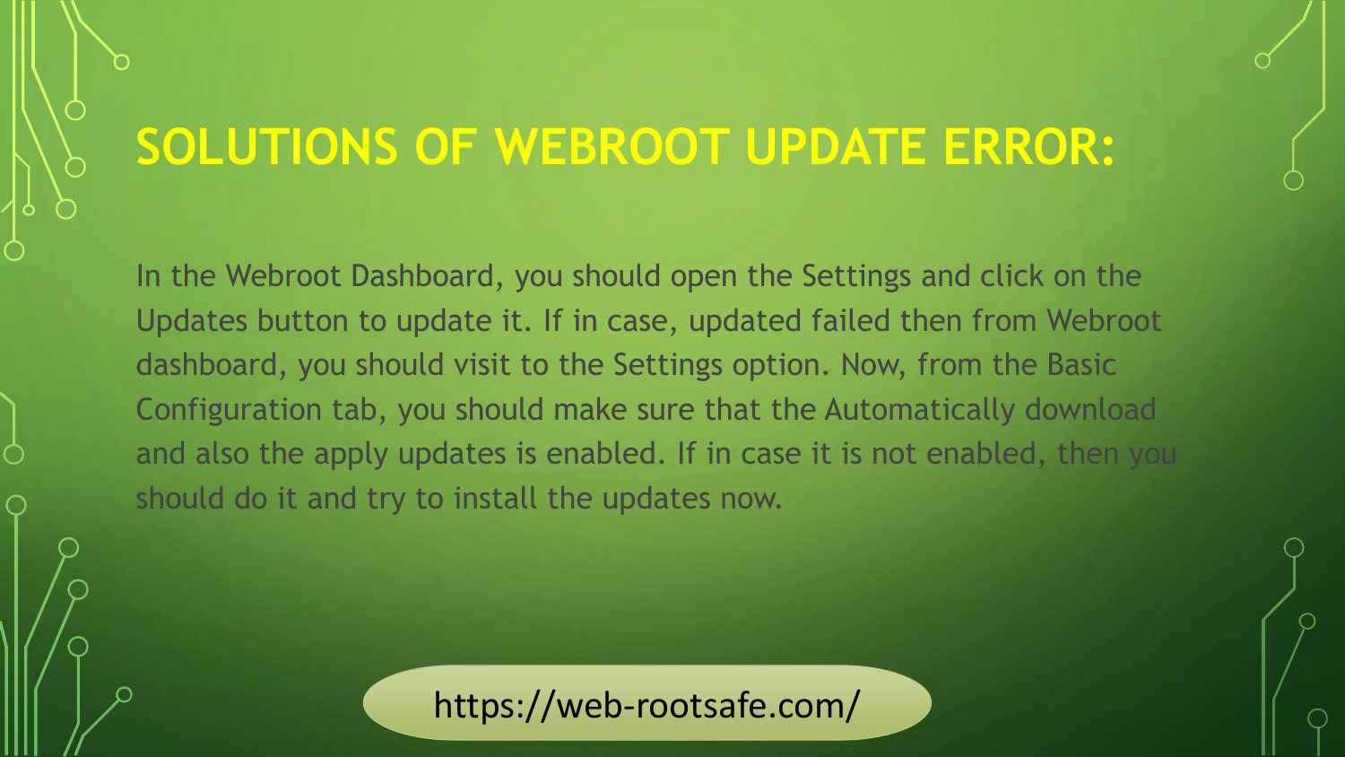# SOLUTIONS OF WEBROOT UPDATE ERROR:

In the Webroot Dashboard, you should open the Settings and click on the Updates button to update it. If in case, updated failed then from Webroot dashboard, you should visit to the Settings option. Now, from the Basic Configuration tab, you should make sure that the Automatically download and also the apply updates is enabled. If in case it is not enabled, then you should do it and try to install the updates now.

https://web-rootsafe.com/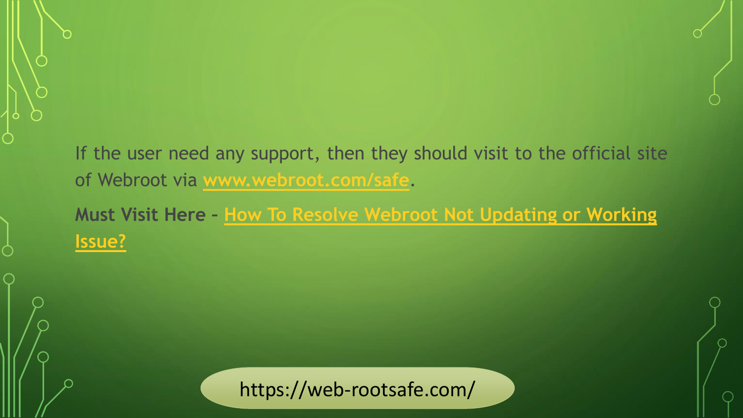If the user need any support, then they should visit to the official site of Webroot via www.webroot.com/safe.

**Must Visit Here – How To Resolve Webroot Not Updating or Working Issue?**

https://web-rootsafe.com/